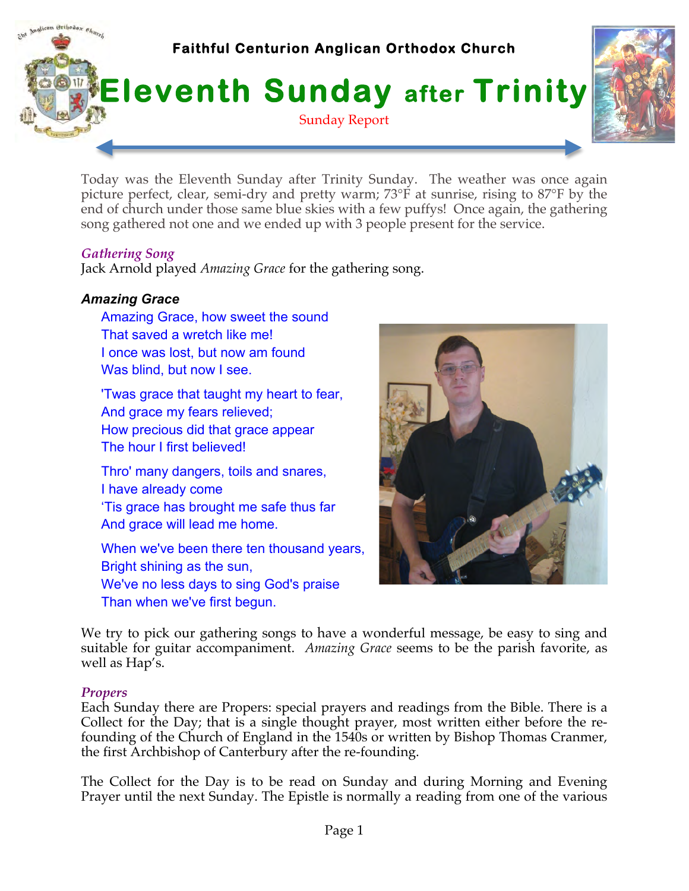**Faithful Centurion Anglican Orthodox Church**

# Eleventh Sunday after Trinity

Sunday Report

Today was the Eleventh Sunday after Trinity Sunday. The weather was once again picture perfect, clear, semi-dry and pretty warm; 73°F at sunrise, rising to 87°F by the end of church under those same blue skies with a few puffys! Once again, the gathering song gathered not one and we ended up with 3 people present for the service.

### *Gathering Song*

Jack Arnold played *Amazing Grace* for the gathering song.

### *Amazing Grace*

Amazing Grace, how sweet the sound
That saved a wretch like me!
I once was lost, but now am found
Was blind, but now I see.

'Twas grace that taught my heart to fear,
And grace my fears relieved;
How precious did that grace appear
The hour I first believed!

Thro' many dangers, toils and snares,
I have already come
'Tis grace has brought me safe thus far
And grace will lead me home.

When we've been there ten thousand years,
Bright shining as the sun,
We've no less days to sing God's praise
Than when we've first begun.

We try to pick our gathering songs to have a wonderful message, be easy to sing and suitable for guitar accompaniment. *Amazing Grace* seems to be the parish favorite, as well as Hap's.

### *Propers*

Each Sunday there are Propers: special prayers and readings from the Bible. There is a Collect for the Day; that is a single thought prayer, most written either before the re-founding of the Church of England in the 1540s or written by Bishop Thomas Cranmer, the first Archbishop of Canterbury after the re-founding.

The Collect for the Day is to be read on Sunday and during Morning and Evening Prayer until the next Sunday. The Epistle is normally a reading from one of the various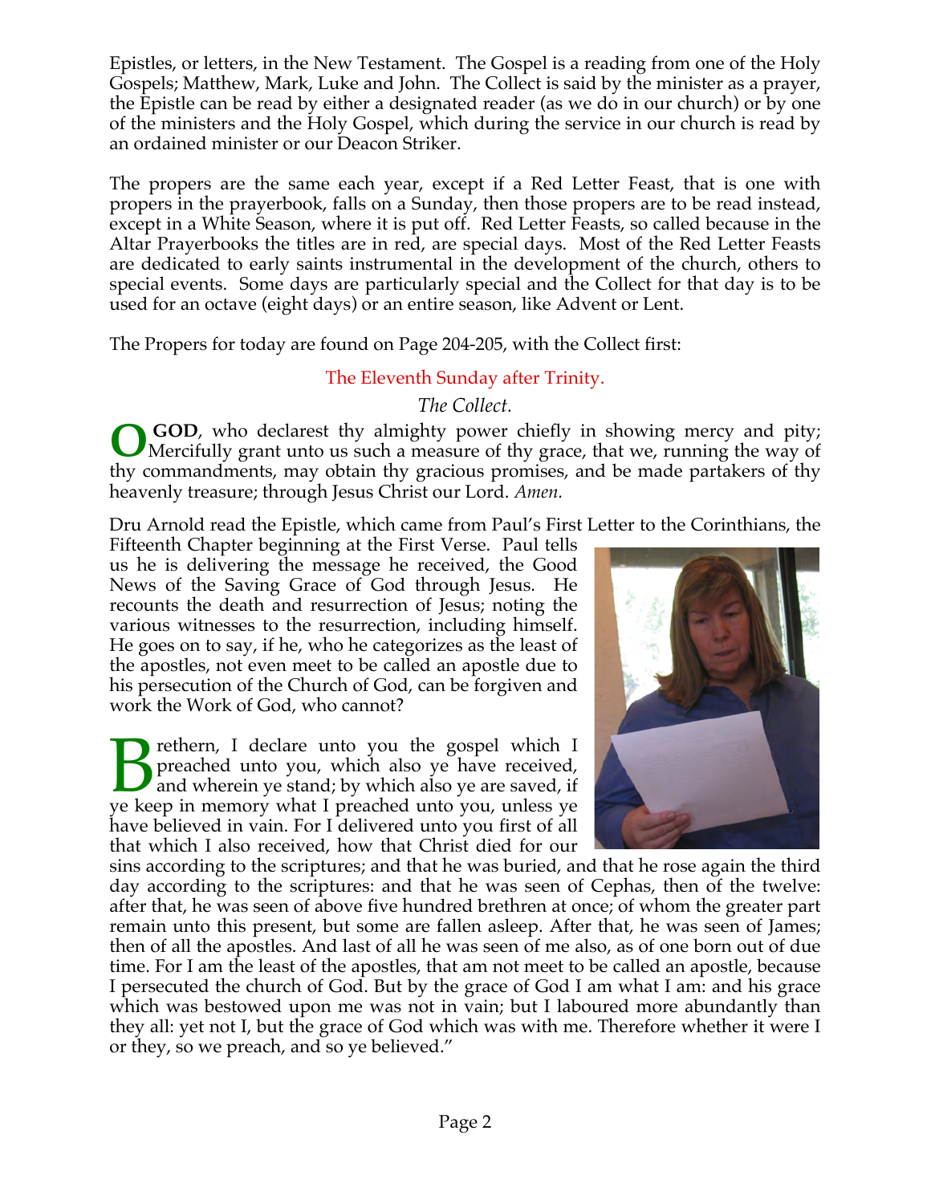Epistles, or letters, in the New Testament. The Gospel is a reading from one of the Holy Gospels; Matthew, Mark, Luke and John. The Collect is said by the minister as a prayer, the Epistle can be read by either a designated reader (as we do in our church) or by one of the ministers and the Holy Gospel, which during the service in our church is read by an ordained minister or our Deacon Striker.

The propers are the same each year, except if a Red Letter Feast, that is one with propers in the prayerbook, falls on a Sunday, then those propers are to be read instead, except in a White Season, where it is put off. Red Letter Feasts, so called because in the Altar Prayerbooks the titles are in red, are special days. Most of the Red Letter Feasts are dedicated to early saints instrumental in the development of the church, others to special events. Some days are particularly special and the Collect for that day is to be used for an octave (eight days) or an entire season, like Advent or Lent.

The Propers for today are found on Page 204-205, with the Collect first:

The Eleventh Sunday after Trinity.

*The Collect.*

**O GOD**, who declarest thy almighty power chiefly in showing mercy and pity; Mercifully grant unto us such a measure of thy grace, that we, running the way of thy commandments, may obtain thy gracious promises, and be made partakers of thy heavenly treasure; through Jesus Christ our Lord. *Amen.*

Dru Arnold read the Epistle, which came from Paul's First Letter to the Corinthians, the Fifteenth Chapter beginning at the First Verse. Paul tells us he is delivering the message he received, the Good News of the Saving Grace of God through Jesus. He recounts the death and resurrection of Jesus; noting the various witnesses to the resurrection, including himself. He goes on to say, if he, who he categorizes as the least of the apostles, not even meet to be called an apostle due to his persecution of the Church of God, can be forgiven and work the Work of God, who cannot?

Brethren, I declare unto you the gospel which I preached unto you, which also ye have received, and wherein ye stand; by which also ye are saved, if ye keep in memory what I preached unto you, unless ye have believed in vain. For I delivered unto you first of all that which I also received, how that Christ died for our sins according to the scriptures; and that he was buried, and that he rose again the third day according to the scriptures: and that he was seen of Cephas, then of the twelve: after that, he was seen of above five hundred brethren at once; of whom the greater part remain unto this present, but some are fallen asleep. After that, he was seen of James; then of all the apostles. And last of all he was seen of me also, as of one born out of due time. For I am the least of the apostles, that am not meet to be called an apostle, because I persecuted the church of God. But by the grace of God I am what I am: and his grace which was bestowed upon me was not in vain; but I laboured more abundantly than they all: yet not I, but the grace of God which was with me. Therefore whether it were I or they, so we preach, and so ye believed."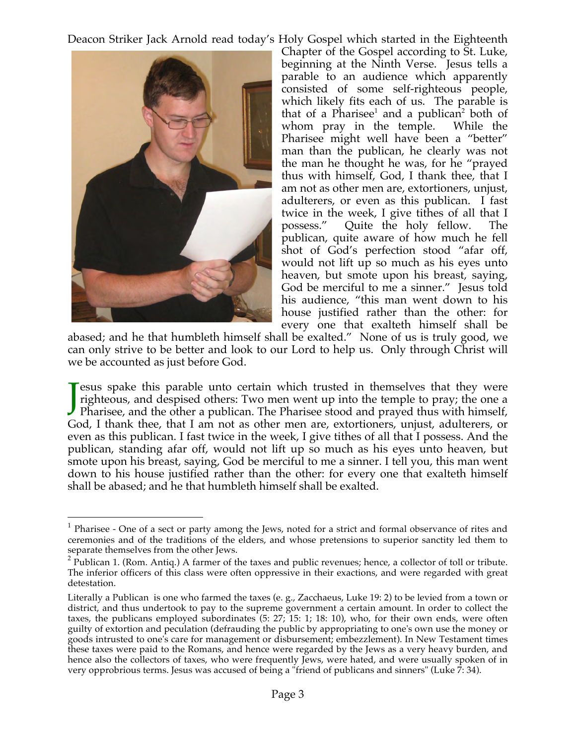Deacon Striker Jack Arnold read today's Holy Gospel which started in the Eighteenth Chapter of the Gospel according to St. Luke, beginning at the Ninth Verse. Jesus tells a parable to an audience which apparently consisted of some self-righteous people, which likely fits each of us. The parable is that of a Pharisee[1] and a publican[2] both of whom pray in the temple. While the Pharisee might well have been a "better" man than the publican, he clearly was not the man he thought he was, for he "prayed thus with himself, God, I thank thee, that I am not as other men are, extortioners, unjust, adulterers, or even as this publican. I fast twice in the week, I give tithes of all that I possess." Quite the holy fellow. The publican, quite aware of how much he fell shot of God's perfection stood "afar off, would not lift up so much as his eyes unto heaven, but smote upon his breast, saying, God be merciful to me a sinner." Jesus told his audience, "this man went down to his house justified rather than the other: for every one that exalteth himself shall be abased; and he that humbleth himself shall be exalted." None of us is truly good, we can only strive to be better and look to our Lord to help us. Only through Christ will we be accounted as just before God.

Jesus spake this parable unto certain which trusted in themselves that they were righteous, and despised others: Two men went up into the temple to pray; the one a Pharisee, and the other a publican. The Pharisee stood and prayed thus with himself, God, I thank thee, that I am not as other men are, extortioners, unjust, adulterers, or even as this publican. I fast twice in the week, I give tithes of all that I possess. And the publican, standing afar off, would not lift up so much as his eyes unto heaven, but smote upon his breast, saying, God be merciful to me a sinner. I tell you, this man went down to his house justified rather than the other: for every one that exalteth himself shall be abased; and he that humbleth himself shall be exalted.

---

[1] Pharisee - One of a sect or party among the Jews, noted for a strict and formal observance of rites and ceremonies and of the traditions of the elders, and whose pretensions to superior sanctity led them to separate themselves from the other Jews.

[2] Publican 1. (Rom. Antiq.) A farmer of the taxes and public revenues; hence, a collector of toll or tribute. The inferior officers of this class were often oppressive in their exactions, and were regarded with great detestation.

Literally a Publican is one who farmed the taxes (e. g., Zacchaeus, Luke 19: 2) to be levied from a town or district, and thus undertook to pay to the supreme government a certain amount. In order to collect the taxes, the publicans employed subordinates (5: 27; 15: 1; 18: 10), who, for their own ends, were often guilty of extortion and peculation (defrauding the public by appropriating to one's own use the money or goods intrusted to one's care for management or disbursement; embezzlement). In New Testament times these taxes were paid to the Romans, and hence were regarded by the Jews as a very heavy burden, and hence also the collectors of taxes, who were frequently Jews, were hated, and were usually spoken of in very opprobrious terms. Jesus was accused of being a "friend of publicans and sinners" (Luke 7: 34).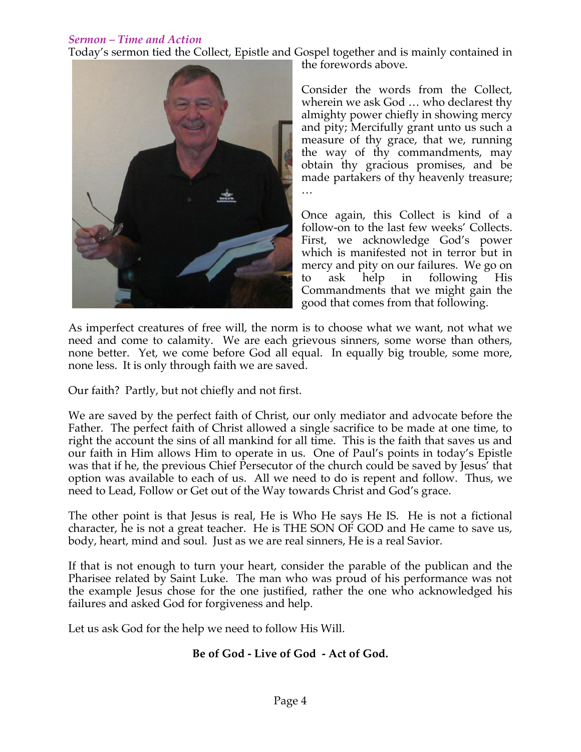*Sermon – Time and Action*

Today's sermon tied the Collect, Epistle and Gospel together and is mainly contained in the forewords above.

Consider the words from the Collect, wherein we ask God … who declarest thy almighty power chiefly in showing mercy and pity; Mercifully grant unto us such a measure of thy grace, that we, running the way of thy commandments, may obtain thy gracious promises, and be made partakers of thy heavenly treasure; …

Once again, this Collect is kind of a follow-on to the last few weeks' Collects. First, we acknowledge God's power which is manifested not in terror but in mercy and pity on our failures. We go on to ask help in following His Commandments that we might gain the good that comes from that following.

As imperfect creatures of free will, the norm is to choose what we want, not what we need and come to calamity. We are each grievous sinners, some worse than others, none better. Yet, we come before God all equal. In equally big trouble, some more, none less. It is only through faith we are saved.

Our faith? Partly, but not chiefly and not first.

We are saved by the perfect faith of Christ, our only mediator and advocate before the Father. The perfect faith of Christ allowed a single sacrifice to be made at one time, to right the account the sins of all mankind for all time. This is the faith that saves us and our faith in Him allows Him to operate in us. One of Paul's points in today's Epistle was that if he, the previous Chief Persecutor of the church could be saved by Jesus' that option was available to each of us. All we need to do is repent and follow. Thus, we need to Lead, Follow or Get out of the Way towards Christ and God's grace.

The other point is that Jesus is real, He is Who He says He IS. He is not a fictional character, he is not a great teacher. He is THE SON OF GOD and He came to save us, body, heart, mind and soul. Just as we are real sinners, He is a real Savior.

If that is not enough to turn your heart, consider the parable of the publican and the Pharisee related by Saint Luke. The man who was proud of his performance was not the example Jesus chose for the one justified, rather the one who acknowledged his failures and asked God for forgiveness and help.

Let us ask God for the help we need to follow His Will.

**Be of God - Live of God - Act of God.**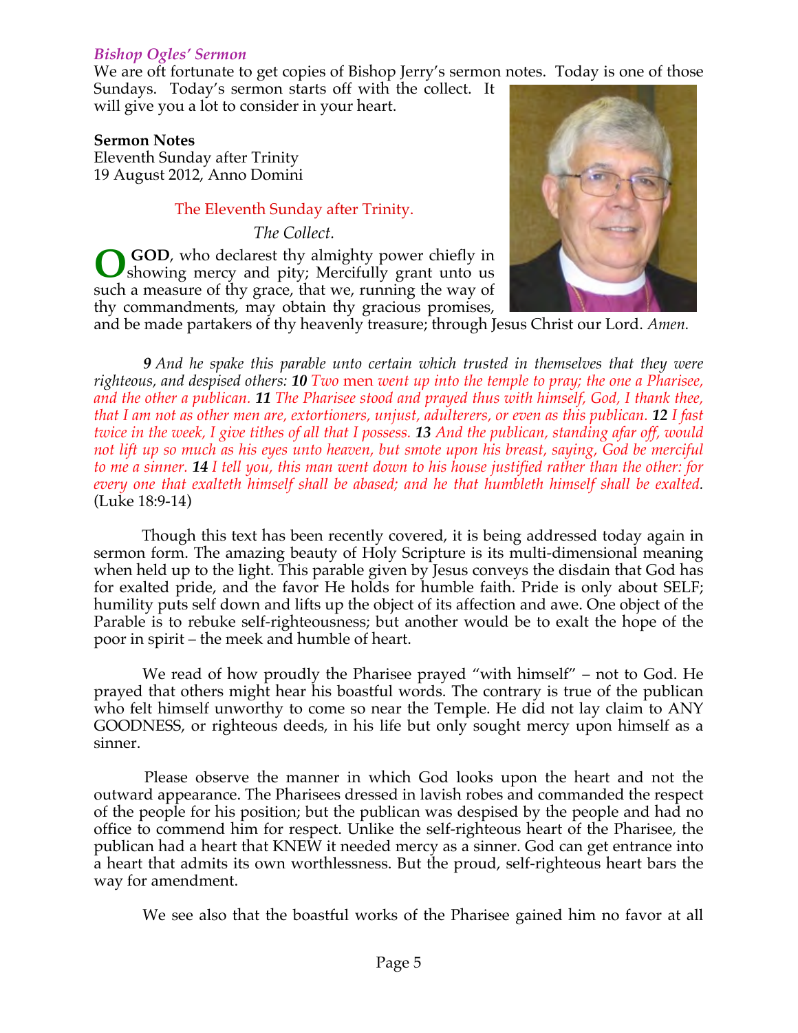### *Bishop Ogles' Sermon*

We are oft fortunate to get copies of Bishop Jerry's sermon notes. Today is one of those Sundays. Today's sermon starts off with the collect. It will give you a lot to consider in your heart.

**Sermon Notes**
Eleventh Sunday after Trinity
19 August 2012, Anno Domini

The Eleventh Sunday after Trinity.

*The Collect.*

**O GOD**, who declarest thy almighty power chiefly in showing mercy and pity; Mercifully grant unto us such a measure of thy grace, that we, running the way of thy commandments, may obtain thy gracious promises, and be made partakers of thy heavenly treasure; through Jesus Christ our Lord. *Amen.*

***9*** *And he spake this parable unto certain which trusted in themselves that they were righteous, and despised others:* ***10*** *Two* men *went up into the temple to pray; the one a Pharisee, and the other a publican.* ***11*** *The Pharisee stood and prayed thus with himself, God, I thank thee, that I am not as other men are, extortioners, unjust, adulterers, or even as this publican.* ***12*** *I fast twice in the week, I give tithes of all that I possess.* ***13*** *And the publican, standing afar off, would not lift up so much as his eyes unto heaven, but smote upon his breast, saying, God be merciful to me a sinner.* ***14*** *I tell you, this man went down to his house justified rather than the other: for every one that exalteth himself shall be abased; and he that humbleth himself shall be exalted.* (Luke 18:9-14)

Though this text has been recently covered, it is being addressed today again in sermon form. The amazing beauty of Holy Scripture is its multi-dimensional meaning when held up to the light. This parable given by Jesus conveys the disdain that God has for exalted pride, and the favor He holds for humble faith. Pride is only about SELF; humility puts self down and lifts up the object of its affection and awe. One object of the Parable is to rebuke self-righteousness; but another would be to exalt the hope of the poor in spirit – the meek and humble of heart.

We read of how proudly the Pharisee prayed "with himself" – not to God. He prayed that others might hear his boastful words. The contrary is true of the publican who felt himself unworthy to come so near the Temple. He did not lay claim to ANY GOODNESS, or righteous deeds, in his life but only sought mercy upon himself as a sinner.

Please observe the manner in which God looks upon the heart and not the outward appearance. The Pharisees dressed in lavish robes and commanded the respect of the people for his position; but the publican was despised by the people and had no office to commend him for respect. Unlike the self-righteous heart of the Pharisee, the publican had a heart that KNEW it needed mercy as a sinner. God can get entrance into a heart that admits its own worthlessness. But the proud, self-righteous heart bars the way for amendment.

We see also that the boastful works of the Pharisee gained him no favor at all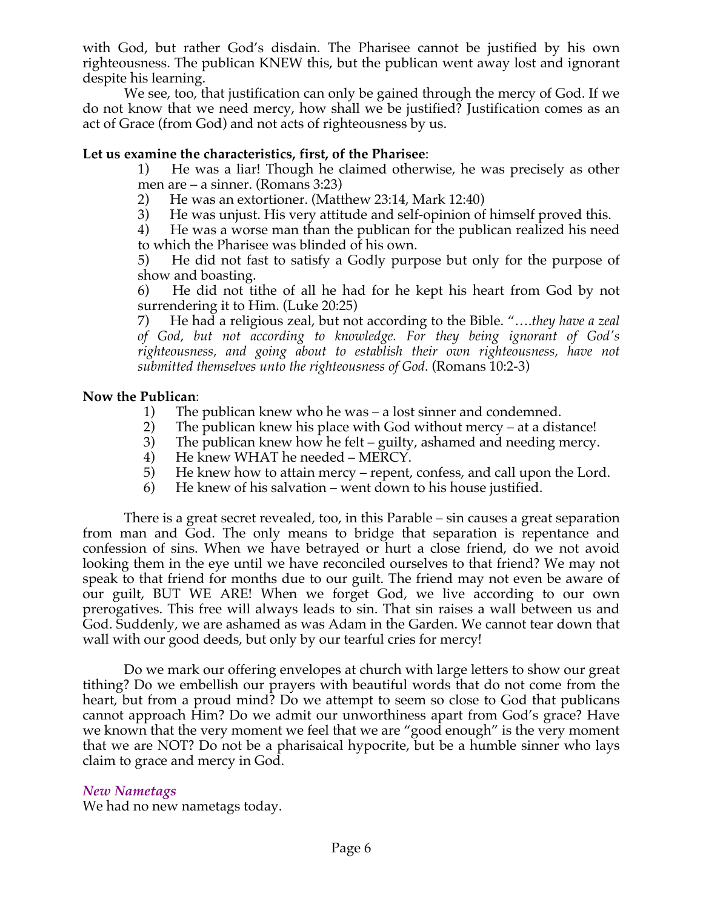with God, but rather God's disdain. The Pharisee cannot be justified by his own righteousness. The publican KNEW this, but the publican went away lost and ignorant despite his learning.

We see, too, that justification can only be gained through the mercy of God. If we do not know that we need mercy, how shall we be justified? Justification comes as an act of Grace (from God) and not acts of righteousness by us.

**Let us examine the characteristics, first, of the Pharisee**:

1) He was a liar! Though he claimed otherwise, he was precisely as other men are – a sinner. (Romans 3:23)
2) He was an extortioner. (Matthew 23:14, Mark 12:40)
3) He was unjust. His very attitude and self-opinion of himself proved this.
4) He was a worse man than the publican for the publican realized his need to which the Pharisee was blinded of his own.
5) He did not fast to satisfy a Godly purpose but only for the purpose of show and boasting.
6) He did not tithe of all he had for he kept his heart from God by not surrendering it to Him. (Luke 20:25)
7) He had a religious zeal, but not according to the Bible. "….*they have a zeal of God, but not according to knowledge. For they being ignorant of God's righteousness, and going about to establish their own righteousness, have not submitted themselves unto the righteousness of God*. (Romans 10:2-3)

**Now the Publican**:

1) The publican knew who he was – a lost sinner and condemned.
2) The publican knew his place with God without mercy – at a distance!
3) The publican knew how he felt – guilty, ashamed and needing mercy.
4) He knew WHAT he needed – MERCY.
5) He knew how to attain mercy – repent, confess, and call upon the Lord.
6) He knew of his salvation – went down to his house justified.

There is a great secret revealed, too, in this Parable – sin causes a great separation from man and God. The only means to bridge that separation is repentance and confession of sins. When we have betrayed or hurt a close friend, do we not avoid looking them in the eye until we have reconciled ourselves to that friend? We may not speak to that friend for months due to our guilt. The friend may not even be aware of our guilt, BUT WE ARE! When we forget God, we live according to our own prerogatives. This free will always leads to sin. That sin raises a wall between us and God. Suddenly, we are ashamed as was Adam in the Garden. We cannot tear down that wall with our good deeds, but only by our tearful cries for mercy!

Do we mark our offering envelopes at church with large letters to show our great tithing? Do we embellish our prayers with beautiful words that do not come from the heart, but from a proud mind? Do we attempt to seem so close to God that publicans cannot approach Him? Do we admit our unworthiness apart from God's grace? Have we known that the very moment we feel that we are "good enough" is the very moment that we are NOT? Do not be a pharisaical hypocrite, but be a humble sinner who lays claim to grace and mercy in God.

### *New Nametags*

We had no new nametags today.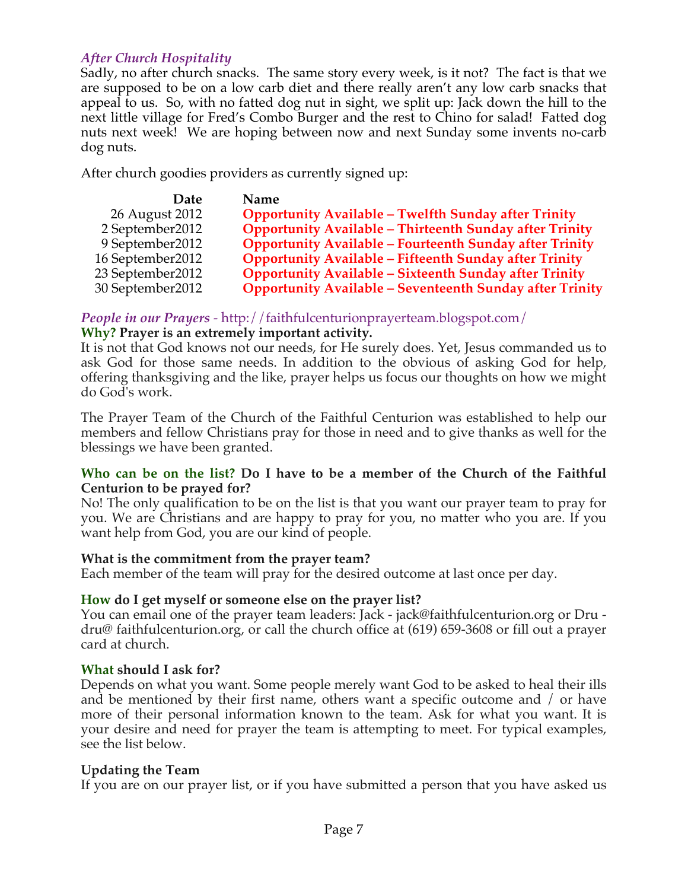*After Church Hospitality*

Sadly, no after church snacks. The same story every week, is it not? The fact is that we are supposed to be on a low carb diet and there really aren't any low carb snacks that appeal to us. So, with no fatted dog nut in sight, we split up: Jack down the hill to the next little village for Fred's Combo Burger and the rest to Chino for salad! Fatted dog nuts next week! We are hoping between now and next Sunday some invents no-carb dog nuts.

After church goodies providers as currently signed up:

| Date | Name |
|---|---|
| 26 August 2012 | **Opportunity Available – Twelfth Sunday after Trinity** |
| 2 September2012 | **Opportunity Available – Thirteenth Sunday after Trinity** |
| 9 September2012 | **Opportunity Available – Fourteenth Sunday after Trinity** |
| 16 September2012 | **Opportunity Available – Fifteenth Sunday after Trinity** |
| 23 September2012 | **Opportunity Available – Sixteenth Sunday after Trinity** |
| 30 September2012 | **Opportunity Available – Seventeenth Sunday after Trinity** |

*People in our Prayers* - http://faithfulcenturionprayerteam.blogspot.com/

**Why? Prayer is an extremely important activity.**

It is not that God knows not our needs, for He surely does. Yet, Jesus commanded us to ask God for those same needs. In addition to the obvious of asking God for help, offering thanksgiving and the like, prayer helps us focus our thoughts on how we might do God's work.

The Prayer Team of the Church of the Faithful Centurion was established to help our members and fellow Christians pray for those in need and to give thanks as well for the blessings we have been granted.

**Who can be on the list? Do I have to be a member of the Church of the Faithful Centurion to be prayed for?**

No! The only qualification to be on the list is that you want our prayer team to pray for you. We are Christians and are happy to pray for you, no matter who you are. If you want help from God, you are our kind of people.

**What is the commitment from the prayer team?**

Each member of the team will pray for the desired outcome at last once per day.

**How do I get myself or someone else on the prayer list?**

You can email one of the prayer team leaders: Jack - jack@faithfulcenturion.org or Dru - dru@ faithfulcenturion.org, or call the church office at (619) 659-3608 or fill out a prayer card at church.

**What should I ask for?**

Depends on what you want. Some people merely want God to be asked to heal their ills and be mentioned by their first name, others want a specific outcome and / or have more of their personal information known to the team. Ask for what you want. It is your desire and need for prayer the team is attempting to meet. For typical examples, see the list below.

**Updating the Team**

If you are on our prayer list, or if you have submitted a person that you have asked us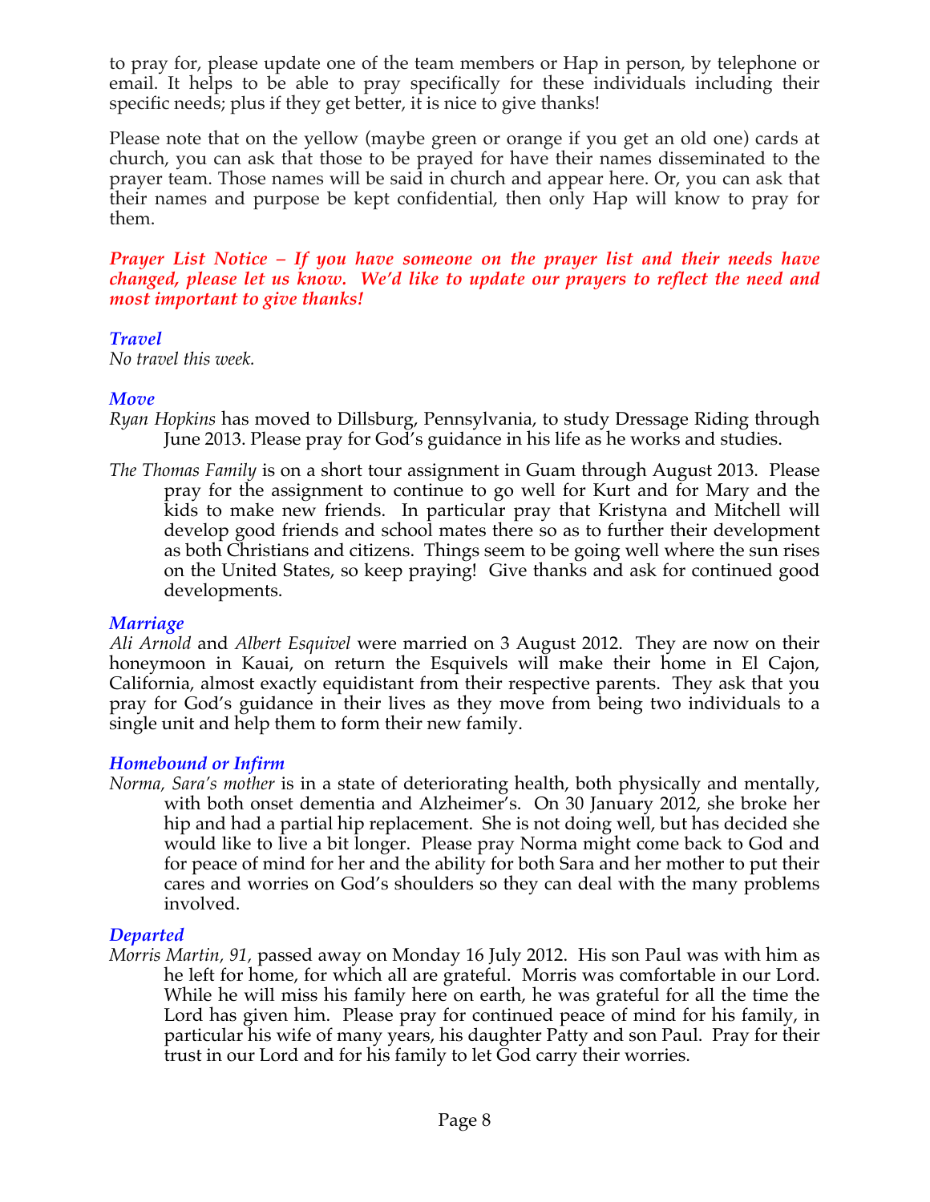to pray for, please update one of the team members or Hap in person, by telephone or email. It helps to be able to pray specifically for these individuals including their specific needs; plus if they get better, it is nice to give thanks!

Please note that on the yellow (maybe green or orange if you get an old one) cards at church, you can ask that those to be prayed for have their names disseminated to the prayer team. Those names will be said in church and appear here. Or, you can ask that their names and purpose be kept confidential, then only Hap will know to pray for them.

***Prayer List Notice – If you have someone on the prayer list and their needs have changed, please let us know. We'd like to update our prayers to reflect the need and most important to give thanks!***

### *Travel*

*No travel this week.*

### *Move*

*Ryan Hopkins* has moved to Dillsburg, Pennsylvania, to study Dressage Riding through June 2013. Please pray for God's guidance in his life as he works and studies.

*The Thomas Family* is on a short tour assignment in Guam through August 2013. Please pray for the assignment to continue to go well for Kurt and for Mary and the kids to make new friends. In particular pray that Kristyna and Mitchell will develop good friends and school mates there so as to further their development as both Christians and citizens. Things seem to be going well where the sun rises on the United States, so keep praying! Give thanks and ask for continued good developments.

### *Marriage*

*Ali Arnold* and *Albert Esquivel* were married on 3 August 2012. They are now on their honeymoon in Kauai, on return the Esquivels will make their home in El Cajon, California, almost exactly equidistant from their respective parents. They ask that you pray for God's guidance in their lives as they move from being two individuals to a single unit and help them to form their new family.

### *Homebound or Infirm*

*Norma, Sara's mother* is in a state of deteriorating health, both physically and mentally, with both onset dementia and Alzheimer's. On 30 January 2012, she broke her hip and had a partial hip replacement. She is not doing well, but has decided she would like to live a bit longer. Please pray Norma might come back to God and for peace of mind for her and the ability for both Sara and her mother to put their cares and worries on God's shoulders so they can deal with the many problems involved.

### *Departed*

*Morris Martin, 91,* passed away on Monday 16 July 2012. His son Paul was with him as he left for home, for which all are grateful. Morris was comfortable in our Lord. While he will miss his family here on earth, he was grateful for all the time the Lord has given him. Please pray for continued peace of mind for his family, in particular his wife of many years, his daughter Patty and son Paul. Pray for their trust in our Lord and for his family to let God carry their worries.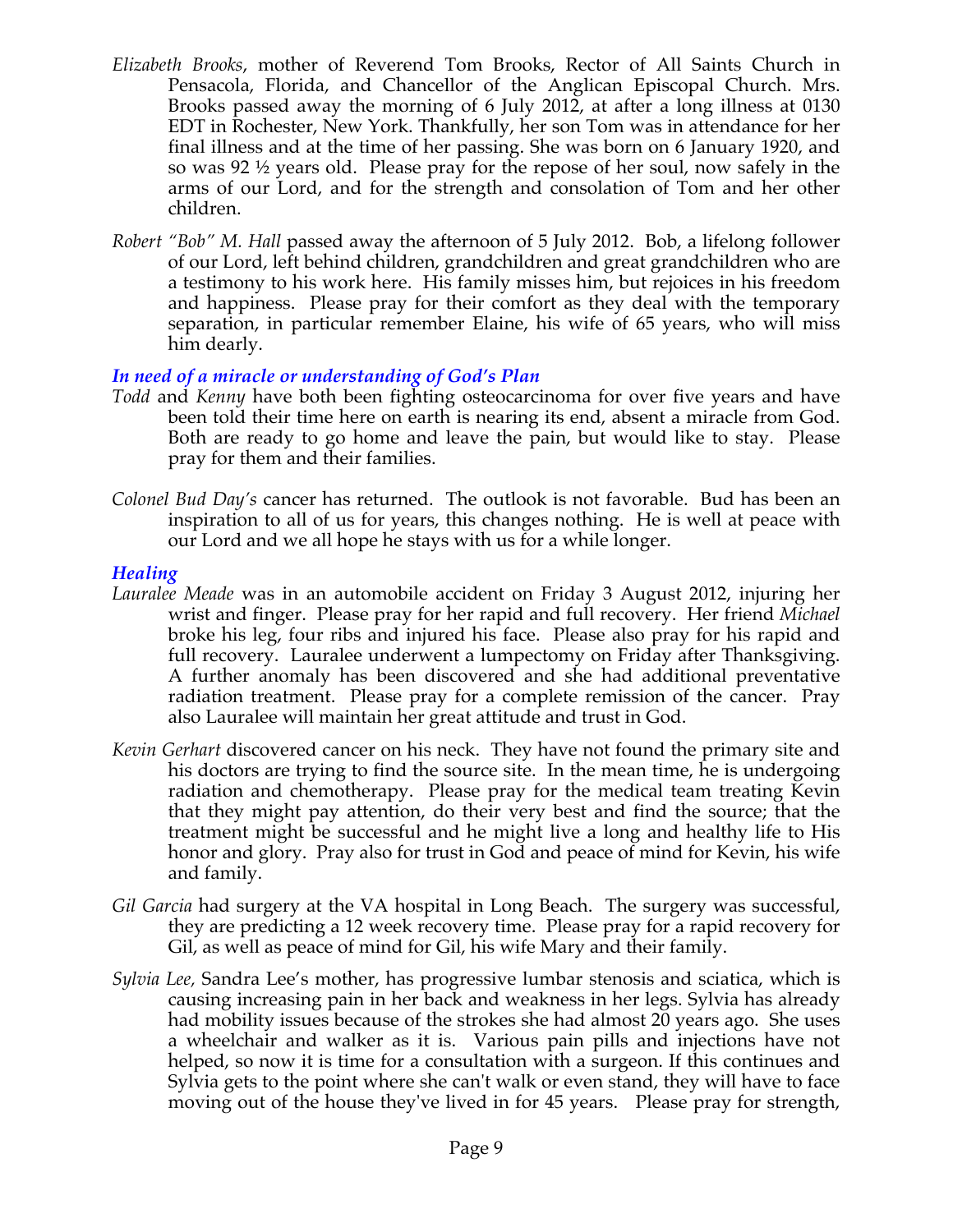*Elizabeth Brooks*, mother of Reverend Tom Brooks, Rector of All Saints Church in Pensacola, Florida, and Chancellor of the Anglican Episcopal Church. Mrs. Brooks passed away the morning of 6 July 2012, at after a long illness at 0130 EDT in Rochester, New York. Thankfully, her son Tom was in attendance for her final illness and at the time of her passing. She was born on 6 January 1920, and so was 92 ½ years old. Please pray for the repose of her soul, now safely in the arms of our Lord, and for the strength and consolation of Tom and her other children.

*Robert "Bob" M. Hall* passed away the afternoon of 5 July 2012. Bob, a lifelong follower of our Lord, left behind children, grandchildren and great grandchildren who are a testimony to his work here. His family misses him, but rejoices in his freedom and happiness. Please pray for their comfort as they deal with the temporary separation, in particular remember Elaine, his wife of 65 years, who will miss him dearly.

### *In need of a miracle or understanding of God's Plan*

*Todd* and *Kenny* have both been fighting osteocarcinoma for over five years and have been told their time here on earth is nearing its end, absent a miracle from God. Both are ready to go home and leave the pain, but would like to stay. Please pray for them and their families.

*Colonel Bud Day's* cancer has returned. The outlook is not favorable. Bud has been an inspiration to all of us for years, this changes nothing. He is well at peace with our Lord and we all hope he stays with us for a while longer.

### *Healing*

*Lauralee Meade* was in an automobile accident on Friday 3 August 2012, injuring her wrist and finger. Please pray for her rapid and full recovery. Her friend *Michael* broke his leg, four ribs and injured his face. Please also pray for his rapid and full recovery. Lauralee underwent a lumpectomy on Friday after Thanksgiving. A further anomaly has been discovered and she had additional preventative radiation treatment. Please pray for a complete remission of the cancer. Pray also Lauralee will maintain her great attitude and trust in God.

*Kevin Gerhart* discovered cancer on his neck. They have not found the primary site and his doctors are trying to find the source site. In the mean time, he is undergoing radiation and chemotherapy. Please pray for the medical team treating Kevin that they might pay attention, do their very best and find the source; that the treatment might be successful and he might live a long and healthy life to His honor and glory. Pray also for trust in God and peace of mind for Kevin, his wife and family.

*Gil Garcia* had surgery at the VA hospital in Long Beach. The surgery was successful, they are predicting a 12 week recovery time. Please pray for a rapid recovery for Gil, as well as peace of mind for Gil, his wife Mary and their family.

*Sylvia Lee,* Sandra Lee's mother, has progressive lumbar stenosis and sciatica, which is causing increasing pain in her back and weakness in her legs. Sylvia has already had mobility issues because of the strokes she had almost 20 years ago. She uses a wheelchair and walker as it is. Various pain pills and injections have not helped, so now it is time for a consultation with a surgeon. If this continues and Sylvia gets to the point where she can't walk or even stand, they will have to face moving out of the house they've lived in for 45 years. Please pray for strength,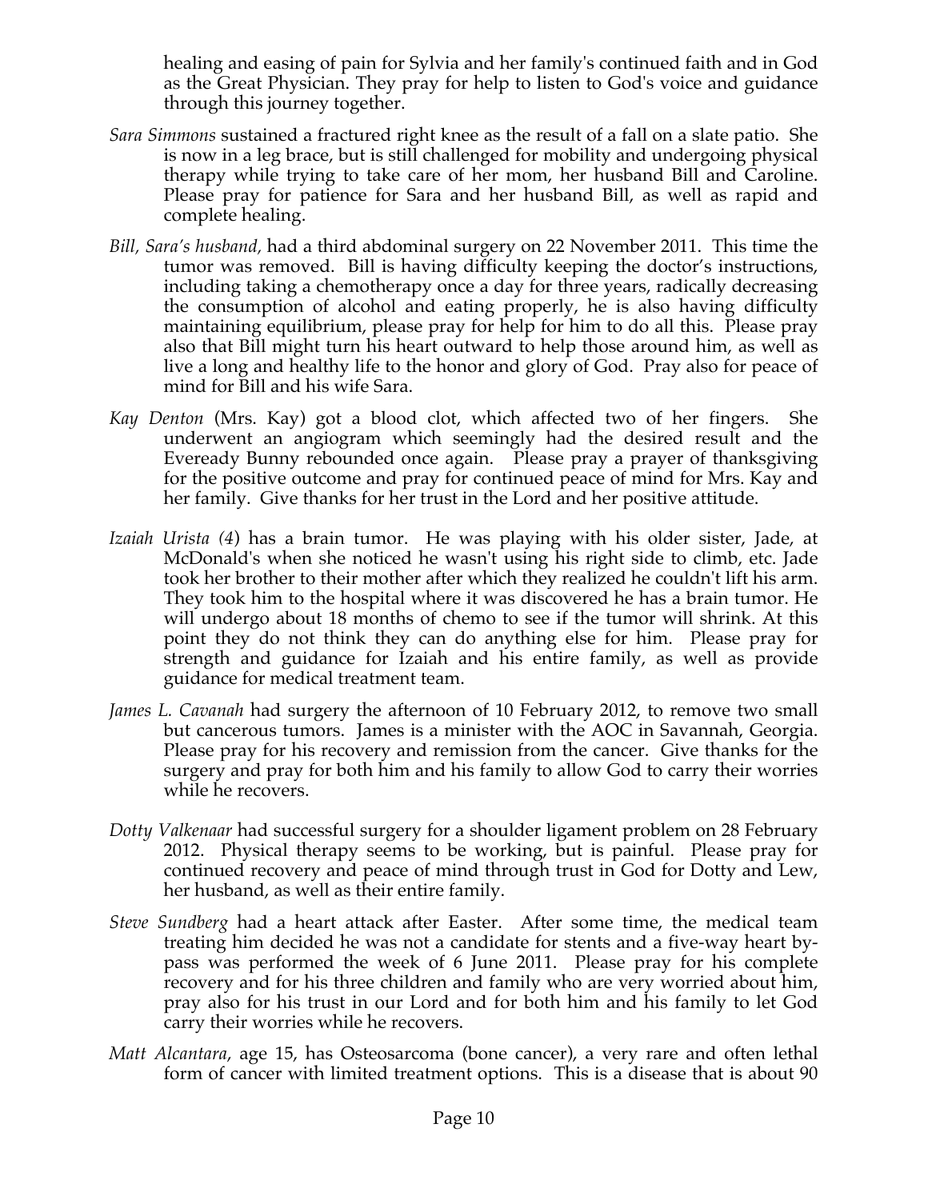healing and easing of pain for Sylvia and her family's continued faith and in God as the Great Physician. They pray for help to listen to God's voice and guidance through this journey together.

*Sara Simmons* sustained a fractured right knee as the result of a fall on a slate patio. She is now in a leg brace, but is still challenged for mobility and undergoing physical therapy while trying to take care of her mom, her husband Bill and Caroline. Please pray for patience for Sara and her husband Bill, as well as rapid and complete healing.

*Bill, Sara's husband,* had a third abdominal surgery on 22 November 2011. This time the tumor was removed. Bill is having difficulty keeping the doctor's instructions, including taking a chemotherapy once a day for three years, radically decreasing the consumption of alcohol and eating properly, he is also having difficulty maintaining equilibrium, please pray for help for him to do all this. Please pray also that Bill might turn his heart outward to help those around him, as well as live a long and healthy life to the honor and glory of God. Pray also for peace of mind for Bill and his wife Sara.

*Kay Denton* (Mrs. Kay) got a blood clot, which affected two of her fingers. She underwent an angiogram which seemingly had the desired result and the Eveready Bunny rebounded once again. Please pray a prayer of thanksgiving for the positive outcome and pray for continued peace of mind for Mrs. Kay and her family. Give thanks for her trust in the Lord and her positive attitude.

*Izaiah Urista (4*) has a brain tumor. He was playing with his older sister, Jade, at McDonald's when she noticed he wasn't using his right side to climb, etc. Jade took her brother to their mother after which they realized he couldn't lift his arm. They took him to the hospital where it was discovered he has a brain tumor. He will undergo about 18 months of chemo to see if the tumor will shrink. At this point they do not think they can do anything else for him. Please pray for strength and guidance for Izaiah and his entire family, as well as provide guidance for medical treatment team.

*James L. Cavanah* had surgery the afternoon of 10 February 2012, to remove two small but cancerous tumors. James is a minister with the AOC in Savannah, Georgia. Please pray for his recovery and remission from the cancer. Give thanks for the surgery and pray for both him and his family to allow God to carry their worries while he recovers.

*Dotty Valkenaar* had successful surgery for a shoulder ligament problem on 28 February 2012. Physical therapy seems to be working, but is painful. Please pray for continued recovery and peace of mind through trust in God for Dotty and Lew, her husband, as well as their entire family.

*Steve Sundberg* had a heart attack after Easter. After some time, the medical team treating him decided he was not a candidate for stents and a five-way heart by-pass was performed the week of 6 June 2011. Please pray for his complete recovery and for his three children and family who are very worried about him, pray also for his trust in our Lord and for both him and his family to let God carry their worries while he recovers.

*Matt Alcantara*, age 15, has Osteosarcoma (bone cancer), a very rare and often lethal form of cancer with limited treatment options. This is a disease that is about 90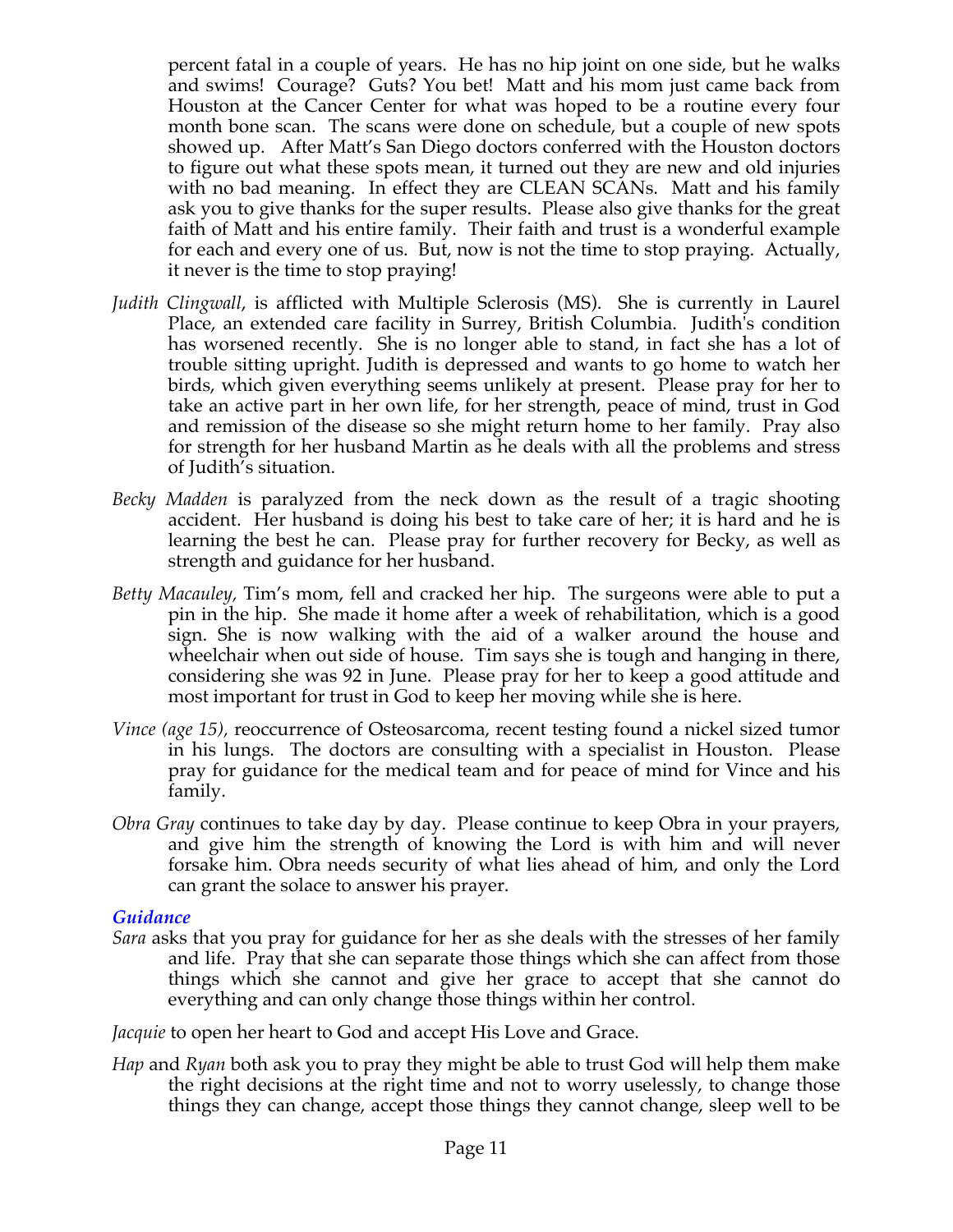percent fatal in a couple of years. He has no hip joint on one side, but he walks and swims! Courage? Guts? You bet! Matt and his mom just came back from Houston at the Cancer Center for what was hoped to be a routine every four month bone scan. The scans were done on schedule, but a couple of new spots showed up. After Matt's San Diego doctors conferred with the Houston doctors to figure out what these spots mean, it turned out they are new and old injuries with no bad meaning. In effect they are CLEAN SCANs. Matt and his family ask you to give thanks for the super results. Please also give thanks for the great faith of Matt and his entire family. Their faith and trust is a wonderful example for each and every one of us. But, now is not the time to stop praying. Actually, it never is the time to stop praying!

*Judith Clingwall*, is afflicted with Multiple Sclerosis (MS). She is currently in Laurel Place, an extended care facility in Surrey, British Columbia. Judith's condition has worsened recently. She is no longer able to stand, in fact she has a lot of trouble sitting upright. Judith is depressed and wants to go home to watch her birds, which given everything seems unlikely at present. Please pray for her to take an active part in her own life, for her strength, peace of mind, trust in God and remission of the disease so she might return home to her family. Pray also for strength for her husband Martin as he deals with all the problems and stress of Judith's situation.

*Becky Madden* is paralyzed from the neck down as the result of a tragic shooting accident. Her husband is doing his best to take care of her; it is hard and he is learning the best he can. Please pray for further recovery for Becky, as well as strength and guidance for her husband.

*Betty Macauley*, Tim's mom, fell and cracked her hip. The surgeons were able to put a pin in the hip. She made it home after a week of rehabilitation, which is a good sign. She is now walking with the aid of a walker around the house and wheelchair when out side of house. Tim says she is tough and hanging in there, considering she was 92 in June. Please pray for her to keep a good attitude and most important for trust in God to keep her moving while she is here.

*Vince (age 15)*, reoccurrence of Osteosarcoma, recent testing found a nickel sized tumor in his lungs. The doctors are consulting with a specialist in Houston. Please pray for guidance for the medical team and for peace of mind for Vince and his family.

*Obra Gray* continues to take day by day. Please continue to keep Obra in your prayers, and give him the strength of knowing the Lord is with him and will never forsake him. Obra needs security of what lies ahead of him, and only the Lord can grant the solace to answer his prayer.

### *Guidance*

*Sara* asks that you pray for guidance for her as she deals with the stresses of her family and life. Pray that she can separate those things which she can affect from those things which she cannot and give her grace to accept that she cannot do everything and can only change those things within her control.

*Jacquie* to open her heart to God and accept His Love and Grace.

*Hap* and *Ryan* both ask you to pray they might be able to trust God will help them make the right decisions at the right time and not to worry uselessly, to change those things they can change, accept those things they cannot change, sleep well to be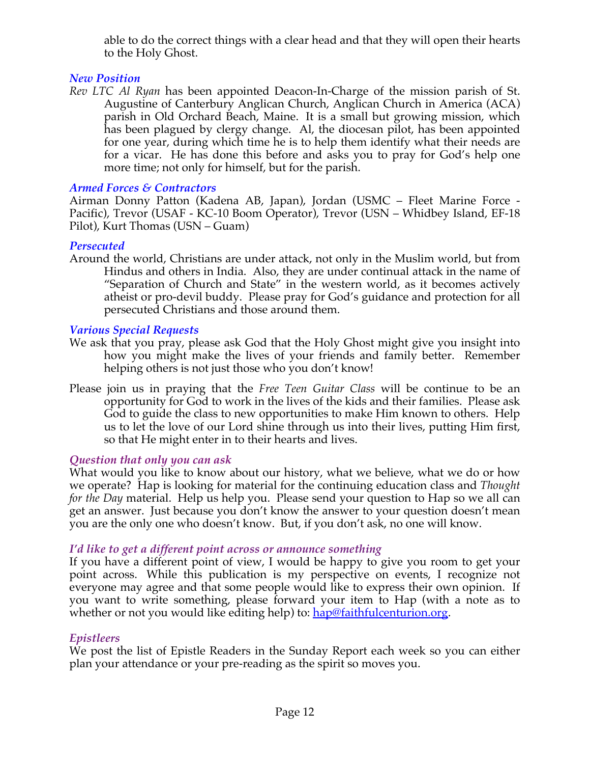able to do the correct things with a clear head and that they will open their hearts to the Holy Ghost.

### *New Position*

*Rev LTC Al Ryan* has been appointed Deacon-In-Charge of the mission parish of St. Augustine of Canterbury Anglican Church, Anglican Church in America (ACA) parish in Old Orchard Beach, Maine. It is a small but growing mission, which has been plagued by clergy change. Al, the diocesan pilot, has been appointed for one year, during which time he is to help them identify what their needs are for a vicar. He has done this before and asks you to pray for God's help one more time; not only for himself, but for the parish.

### *Armed Forces & Contractors*

Airman Donny Patton (Kadena AB, Japan), Jordan (USMC – Fleet Marine Force - Pacific), Trevor (USAF - KC-10 Boom Operator), Trevor (USN – Whidbey Island, EF-18 Pilot), Kurt Thomas (USN – Guam)

### *Persecuted*

Around the world, Christians are under attack, not only in the Muslim world, but from Hindus and others in India. Also, they are under continual attack in the name of "Separation of Church and State" in the western world, as it becomes actively atheist or pro-devil buddy. Please pray for God's guidance and protection for all persecuted Christians and those around them.

### *Various Special Requests*

We ask that you pray, please ask God that the Holy Ghost might give you insight into how you might make the lives of your friends and family better. Remember helping others is not just those who you don't know!

Please join us in praying that the *Free Teen Guitar Class* will be continue to be an opportunity for God to work in the lives of the kids and their families. Please ask God to guide the class to new opportunities to make Him known to others. Help us to let the love of our Lord shine through us into their lives, putting Him first, so that He might enter in to their hearts and lives.

### *Question that only you can ask*

What would you like to know about our history, what we believe, what we do or how we operate? Hap is looking for material for the continuing education class and *Thought for the Day* material. Help us help you. Please send your question to Hap so we all can get an answer. Just because you don't know the answer to your question doesn't mean you are the only one who doesn't know. But, if you don't ask, no one will know.

### *I'd like to get a different point across or announce something*

If you have a different point of view, I would be happy to give you room to get your point across. While this publication is my perspective on events, I recognize not everyone may agree and that some people would like to express their own opinion. If you want to write something, please forward your item to Hap (with a note as to whether or not you would like editing help) to: hap@faithfulcenturion.org.

### *Epistleers*

We post the list of Epistle Readers in the Sunday Report each week so you can either plan your attendance or your pre-reading as the spirit so moves you.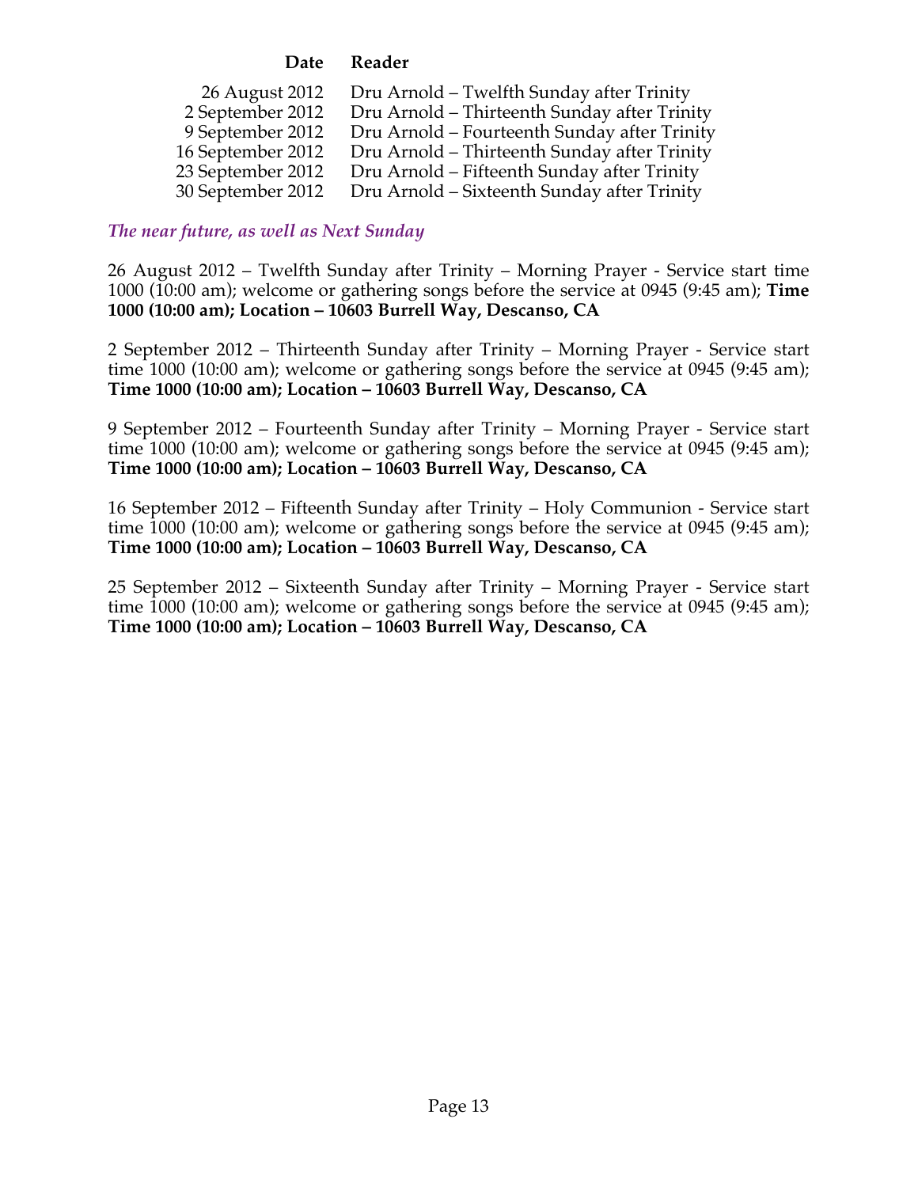| Date | Reader |
| --- | --- |
| 26 August 2012 | Dru Arnold – Twelfth Sunday after Trinity |
| 2 September 2012 | Dru Arnold – Thirteenth Sunday after Trinity |
| 9 September 2012 | Dru Arnold – Fourteenth Sunday after Trinity |
| 16 September 2012 | Dru Arnold – Thirteenth Sunday after Trinity |
| 23 September 2012 | Dru Arnold – Fifteenth Sunday after Trinity |
| 30 September 2012 | Dru Arnold – Sixteenth Sunday after Trinity |

*The near future, as well as Next Sunday*

26 August 2012 – Twelfth Sunday after Trinity – Morning Prayer - Service start time 1000 (10:00 am); welcome or gathering songs before the service at 0945 (9:45 am); **Time 1000 (10:00 am); Location – 10603 Burrell Way, Descanso, CA**

2 September 2012 – Thirteenth Sunday after Trinity – Morning Prayer - Service start time 1000 (10:00 am); welcome or gathering songs before the service at 0945 (9:45 am); **Time 1000 (10:00 am); Location – 10603 Burrell Way, Descanso, CA**

9 September 2012 – Fourteenth Sunday after Trinity – Morning Prayer - Service start time 1000 (10:00 am); welcome or gathering songs before the service at 0945 (9:45 am); **Time 1000 (10:00 am); Location – 10603 Burrell Way, Descanso, CA**

16 September 2012 – Fifteenth Sunday after Trinity – Holy Communion - Service start time 1000 (10:00 am); welcome or gathering songs before the service at 0945 (9:45 am); **Time 1000 (10:00 am); Location – 10603 Burrell Way, Descanso, CA**

25 September 2012 – Sixteenth Sunday after Trinity – Morning Prayer - Service start time 1000 (10:00 am); welcome or gathering songs before the service at 0945 (9:45 am); **Time 1000 (10:00 am); Location – 10603 Burrell Way, Descanso, CA**